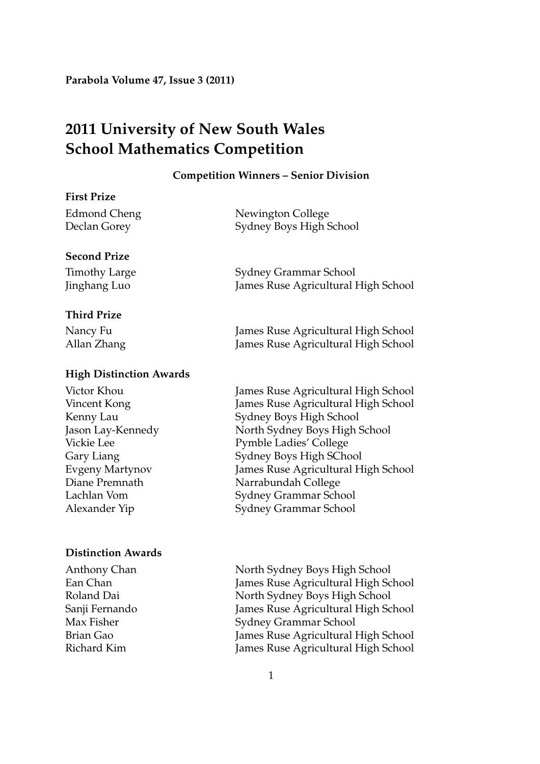**Parabola Volume 47, Issue 3 (2011)**

# 2011 University of New South Wales School Mathematics Competition

### Competition Winners – Senior Division

**First Prize**

| | |
|---|---|
| Edmond Cheng | Newington College |
| Declan Gorey | Sydney Boys High School |

**Second Prize**

| | |
|---|---|
| Timothy Large | Sydney Grammar School |
| Jinghang Luo | James Ruse Agricultural High School |

**Third Prize**

| | |
|---|---|
| Nancy Fu | James Ruse Agricultural High School |
| Allan Zhang | James Ruse Agricultural High School |

**High Distinction Awards**

| | |
|---|---|
| Victor Khou | James Ruse Agricultural High School |
| Vincent Kong | James Ruse Agricultural High School |
| Kenny Lau | Sydney Boys High School |
| Jason Lay-Kennedy | North Sydney Boys High School |
| Vickie Lee | Pymble Ladies' College |
| Gary Liang | Sydney Boys High SChool |
| Evgeny Martynov | James Ruse Agricultural High School |
| Diane Premnath | Narrabundah College |
| Lachlan Vom | Sydney Grammar School |
| Alexander Yip | Sydney Grammar School |

**Distinction Awards**

| | |
|---|---|
| Anthony Chan | North Sydney Boys High School |
| Ean Chan | James Ruse Agricultural High School |
| Roland Dai | North Sydney Boys High School |
| Sanji Fernando | James Ruse Agricultural High School |
| Max Fisher | Sydney Grammar School |
| Brian Gao | James Ruse Agricultural High School |
| Richard Kim | James Ruse Agricultural High School |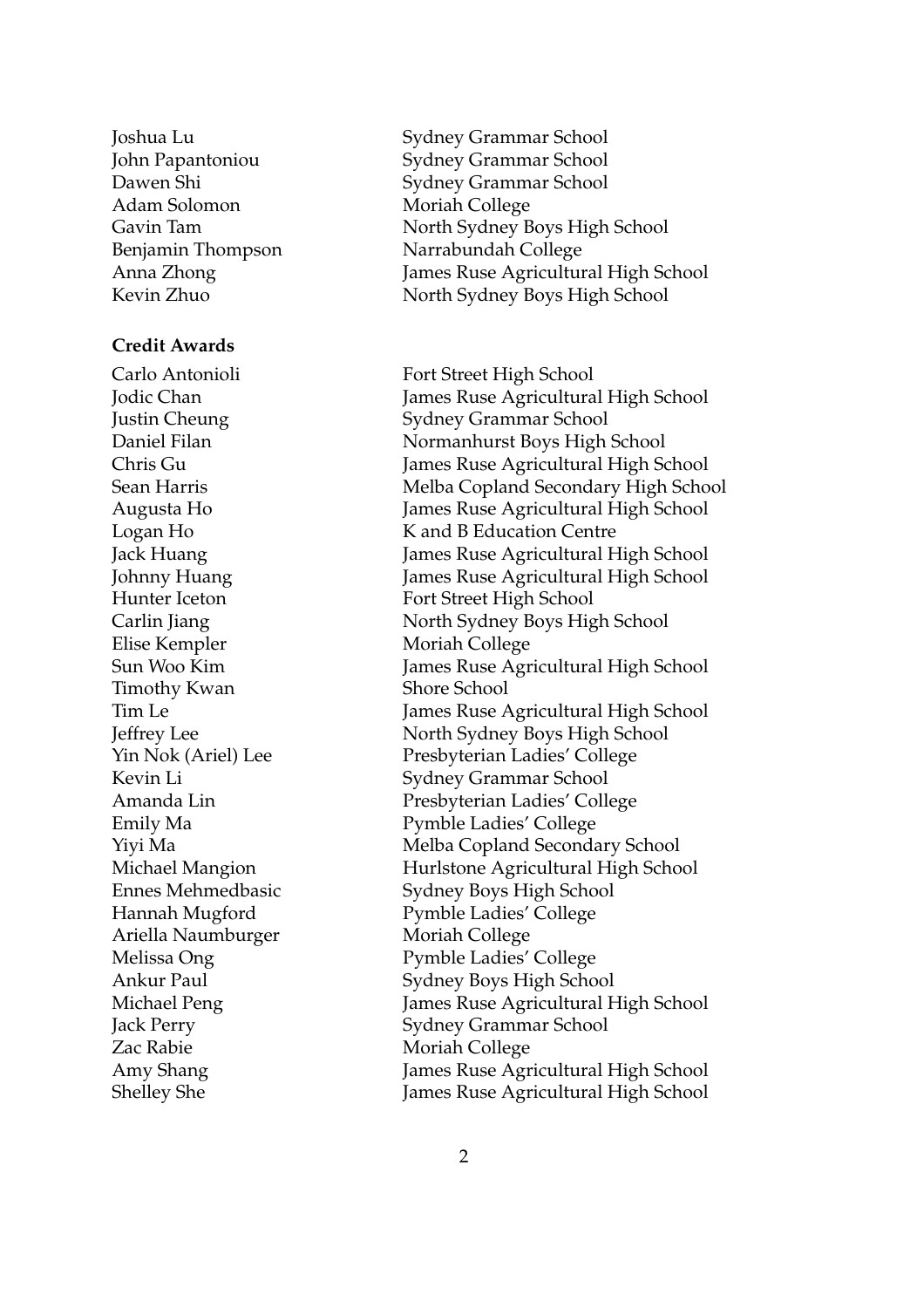| | |
|---|---|
| Joshua Lu | Sydney Grammar School |
| John Papantoniou | Sydney Grammar School |
| Dawen Shi | Sydney Grammar School |
| Adam Solomon | Moriah College |
| Gavin Tam | North Sydney Boys High School |
| Benjamin Thompson | Narrabundah College |
| Anna Zhong | James Ruse Agricultural High School |
| Kevin Zhuo | North Sydney Boys High School |

**Credit Awards**

| | |
|---|---|
| Carlo Antonioli | Fort Street High School |
| Jodic Chan | James Ruse Agricultural High School |
| Justin Cheung | Sydney Grammar School |
| Daniel Filan | Normanhurst Boys High School |
| Chris Gu | James Ruse Agricultural High School |
| Sean Harris | Melba Copland Secondary High School |
| Augusta Ho | James Ruse Agricultural High School |
| Logan Ho | K and B Education Centre |
| Jack Huang | James Ruse Agricultural High School |
| Johnny Huang | James Ruse Agricultural High School |
| Hunter Iceton | Fort Street High School |
| Carlin Jiang | North Sydney Boys High School |
| Elise Kempler | Moriah College |
| Sun Woo Kim | James Ruse Agricultural High School |
| Timothy Kwan | Shore School |
| Tim Le | James Ruse Agricultural High School |
| Jeffrey Lee | North Sydney Boys High School |
| Yin Nok (Ariel) Lee | Presbyterian Ladies' College |
| Kevin Li | Sydney Grammar School |
| Amanda Lin | Presbyterian Ladies' College |
| Emily Ma | Pymble Ladies' College |
| Yiyi Ma | Melba Copland Secondary School |
| Michael Mangion | Hurlstone Agricultural High School |
| Ennes Mehmedbasic | Sydney Boys High School |
| Hannah Mugford | Pymble Ladies' College |
| Ariella Naumburger | Moriah College |
| Melissa Ong | Pymble Ladies' College |
| Ankur Paul | Sydney Boys High School |
| Michael Peng | James Ruse Agricultural High School |
| Jack Perry | Sydney Grammar School |
| Zac Rabie | Moriah College |
| Amy Shang | James Ruse Agricultural High School |
| Shelley She | James Ruse Agricultural High School |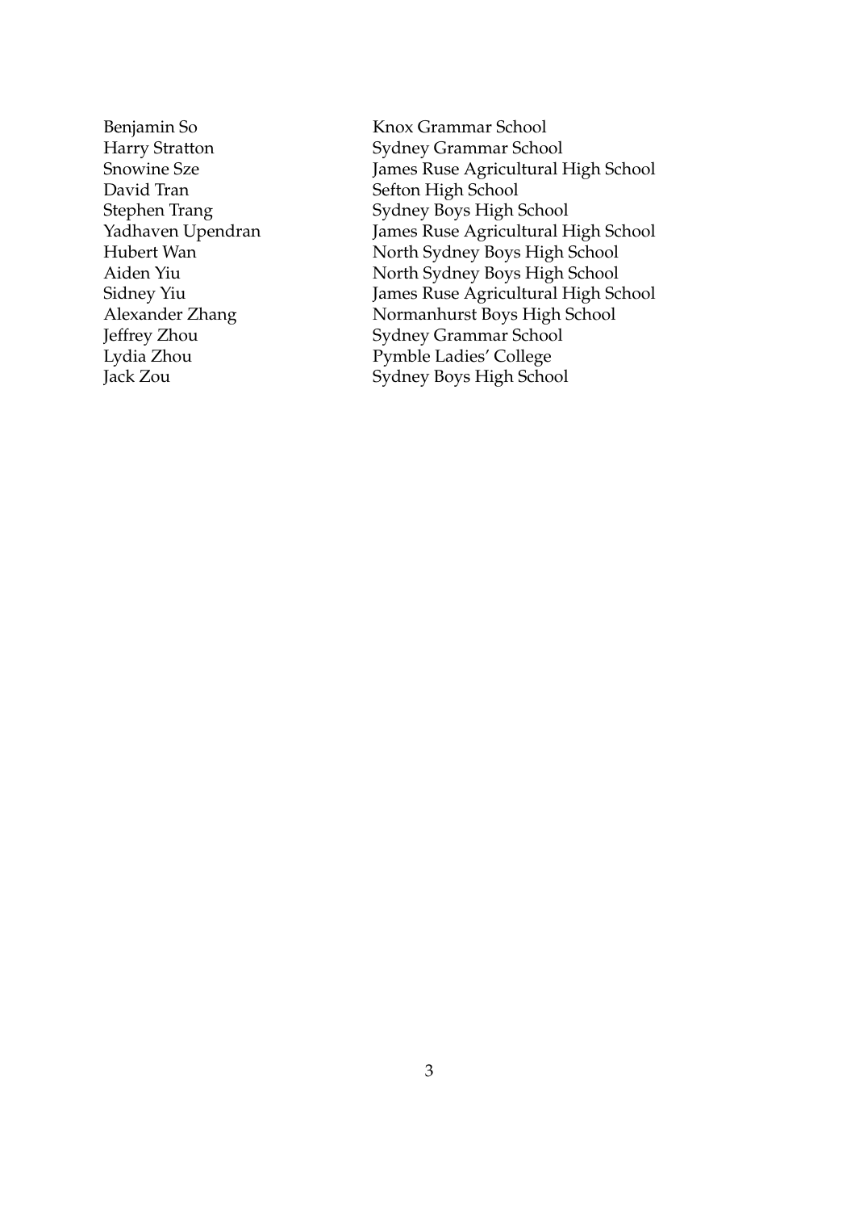| | |
|---|---|
| Benjamin So | Knox Grammar School |
| Harry Stratton | Sydney Grammar School |
| Snowine Sze | James Ruse Agricultural High School |
| David Tran | Sefton High School |
| Stephen Trang | Sydney Boys High School |
| Yadhaven Upendran | James Ruse Agricultural High School |
| Hubert Wan | North Sydney Boys High School |
| Aiden Yiu | North Sydney Boys High School |
| Sidney Yiu | James Ruse Agricultural High School |
| Alexander Zhang | Normanhurst Boys High School |
| Jeffrey Zhou | Sydney Grammar School |
| Lydia Zhou | Pymble Ladies' College |
| Jack Zou | Sydney Boys High School |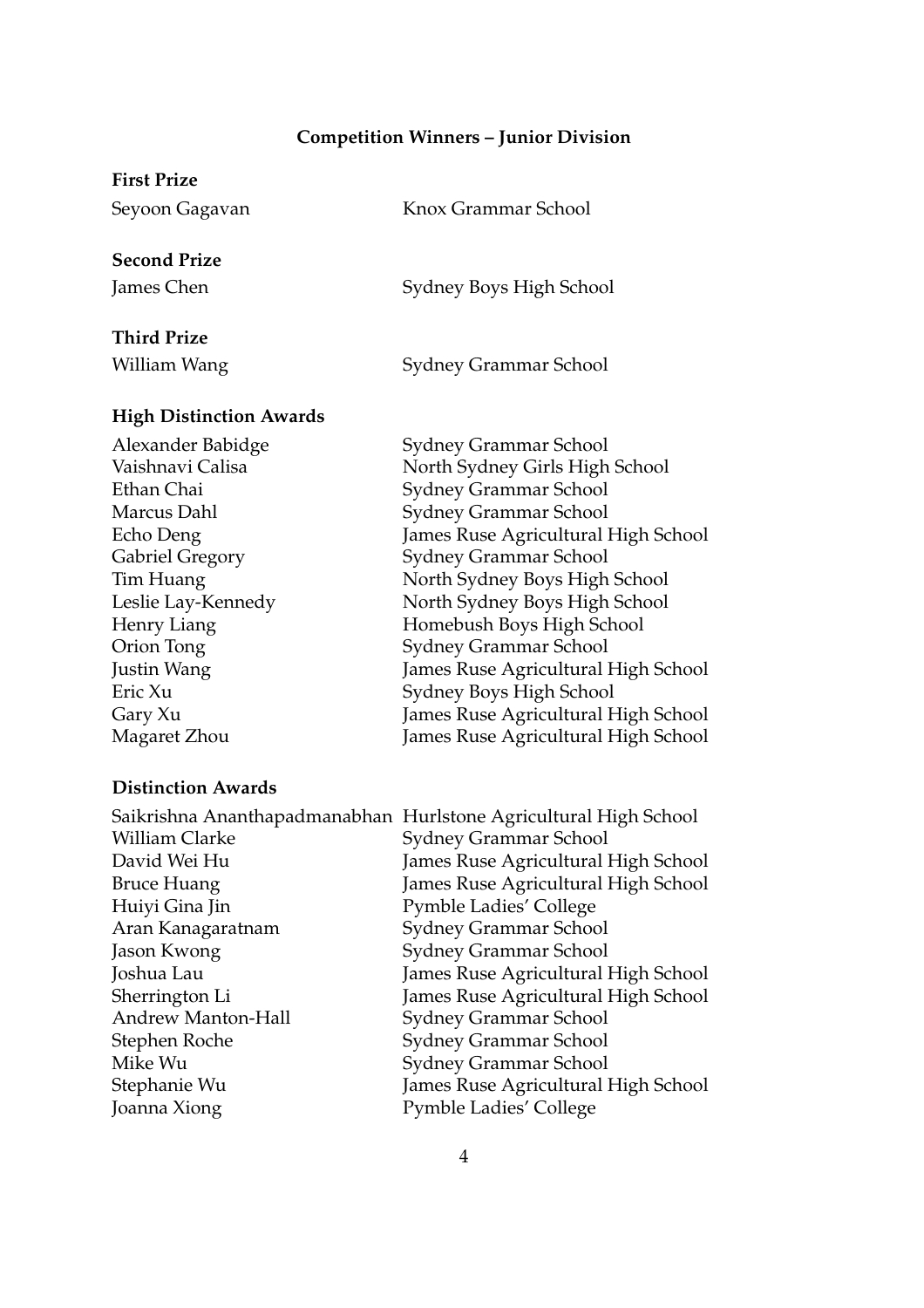## Competition Winners – Junior Division

**First Prize**

| | |
|---|---|
| Seyoon Gagavan | Knox Grammar School |

**Second Prize**

| | |
|---|---|
| James Chen | Sydney Boys High School |

**Third Prize**

| | |
|---|---|
| William Wang | Sydney Grammar School |

**High Distinction Awards**

| | |
|---|---|
| Alexander Babidge | Sydney Grammar School |
| Vaishnavi Calisa | North Sydney Girls High School |
| Ethan Chai | Sydney Grammar School |
| Marcus Dahl | Sydney Grammar School |
| Echo Deng | James Ruse Agricultural High School |
| Gabriel Gregory | Sydney Grammar School |
| Tim Huang | North Sydney Boys High School |
| Leslie Lay-Kennedy | North Sydney Boys High School |
| Henry Liang | Homebush Boys High School |
| Orion Tong | Sydney Grammar School |
| Justin Wang | James Ruse Agricultural High School |
| Eric Xu | Sydney Boys High School |
| Gary Xu | James Ruse Agricultural High School |
| Magaret Zhou | James Ruse Agricultural High School |

**Distinction Awards**

| | |
|---|---|
| Saikrishna Ananthapadmanabhan | Hurlstone Agricultural High School |
| William Clarke | Sydney Grammar School |
| David Wei Hu | James Ruse Agricultural High School |
| Bruce Huang | James Ruse Agricultural High School |
| Huiyi Gina Jin | Pymble Ladies' College |
| Aran Kanagaratnam | Sydney Grammar School |
| Jason Kwong | Sydney Grammar School |
| Joshua Lau | James Ruse Agricultural High School |
| Sherrington Li | James Ruse Agricultural High School |
| Andrew Manton-Hall | Sydney Grammar School |
| Stephen Roche | Sydney Grammar School |
| Mike Wu | Sydney Grammar School |
| Stephanie Wu | James Ruse Agricultural High School |
| Joanna Xiong | Pymble Ladies' College |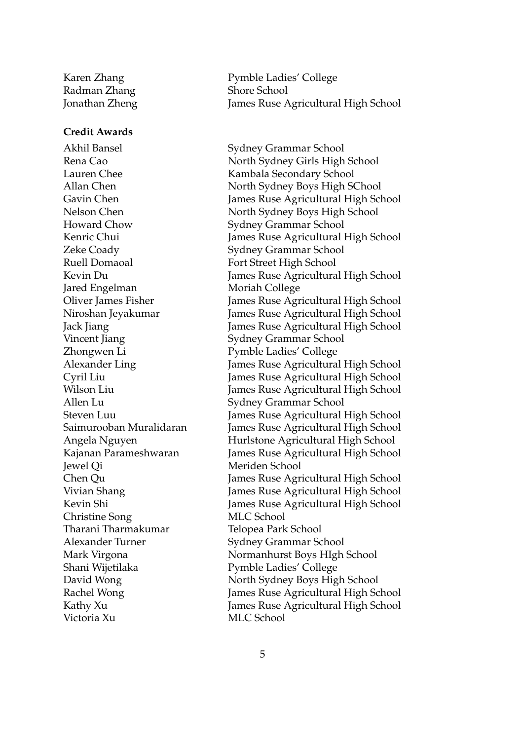| | |
|---|---|
| Karen Zhang | Pymble Ladies' College |
| Radman Zhang | Shore School |
| Jonathan Zheng | James Ruse Agricultural High School |

**Credit Awards**

| | |
|---|---|
| Akhil Bansel | Sydney Grammar School |
| Rena Cao | North Sydney Girls High School |
| Lauren Chee | Kambala Secondary School |
| Allan Chen | North Sydney Boys High SChool |
| Gavin Chen | James Ruse Agricultural High School |
| Nelson Chen | North Sydney Boys High School |
| Howard Chow | Sydney Grammar School |
| Kenric Chui | James Ruse Agricultural High School |
| Zeke Coady | Sydney Grammar School |
| Ruell Domaoal | Fort Street High School |
| Kevin Du | James Ruse Agricultural High School |
| Jared Engelman | Moriah College |
| Oliver James Fisher | James Ruse Agricultural High School |
| Niroshan Jeyakumar | James Ruse Agricultural High School |
| Jack Jiang | James Ruse Agricultural High School |
| Vincent Jiang | Sydney Grammar School |
| Zhongwen Li | Pymble Ladies' College |
| Alexander Ling | James Ruse Agricultural High School |
| Cyril Liu | James Ruse Agricultural High School |
| Wilson Liu | James Ruse Agricultural High School |
| Allen Lu | Sydney Grammar School |
| Steven Luu | James Ruse Agricultural High School |
| Saimurooban Muralidaran | James Ruse Agricultural High School |
| Angela Nguyen | Hurlstone Agricultural High School |
| Kajanan Parameshwaran | James Ruse Agricultural High School |
| Jewel Qi | Meriden School |
| Chen Qu | James Ruse Agricultural High School |
| Vivian Shang | James Ruse Agricultural High School |
| Kevin Shi | James Ruse Agricultural High School |
| Christine Song | MLC School |
| Tharani Tharmakumar | Telopea Park School |
| Alexander Turner | Sydney Grammar School |
| Mark Virgona | Normanhurst Boys HIgh School |
| Shani Wijetilaka | Pymble Ladies' College |
| David Wong | North Sydney Boys High School |
| Rachel Wong | James Ruse Agricultural High School |
| Kathy Xu | James Ruse Agricultural High School |
| Victoria Xu | MLC School |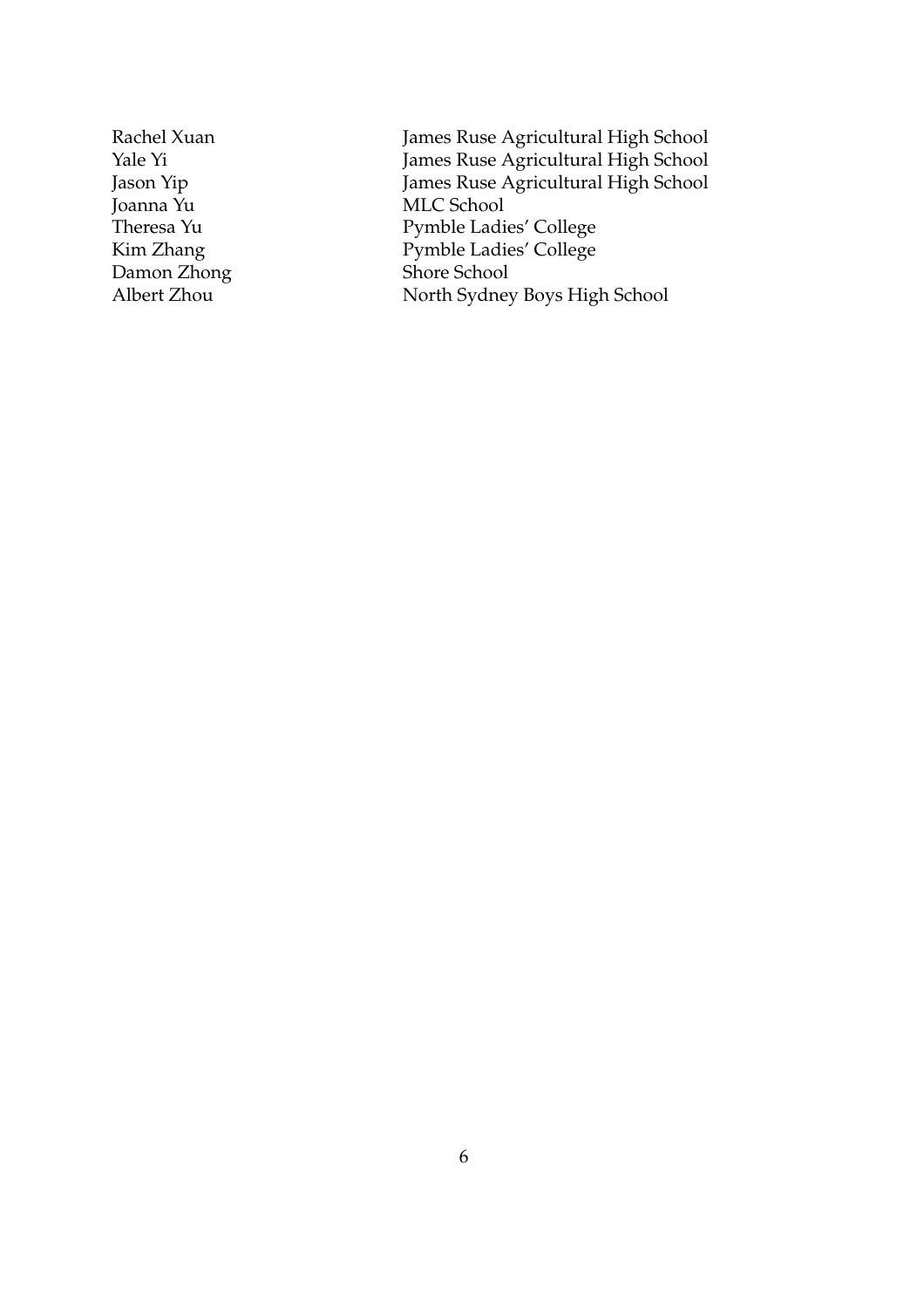| | |
|---|---|
| Rachel Xuan | James Ruse Agricultural High School |
| Yale Yi | James Ruse Agricultural High School |
| Jason Yip | James Ruse Agricultural High School |
| Joanna Yu | MLC School |
| Theresa Yu | Pymble Ladies' College |
| Kim Zhang | Pymble Ladies' College |
| Damon Zhong | Shore School |
| Albert Zhou | North Sydney Boys High School |